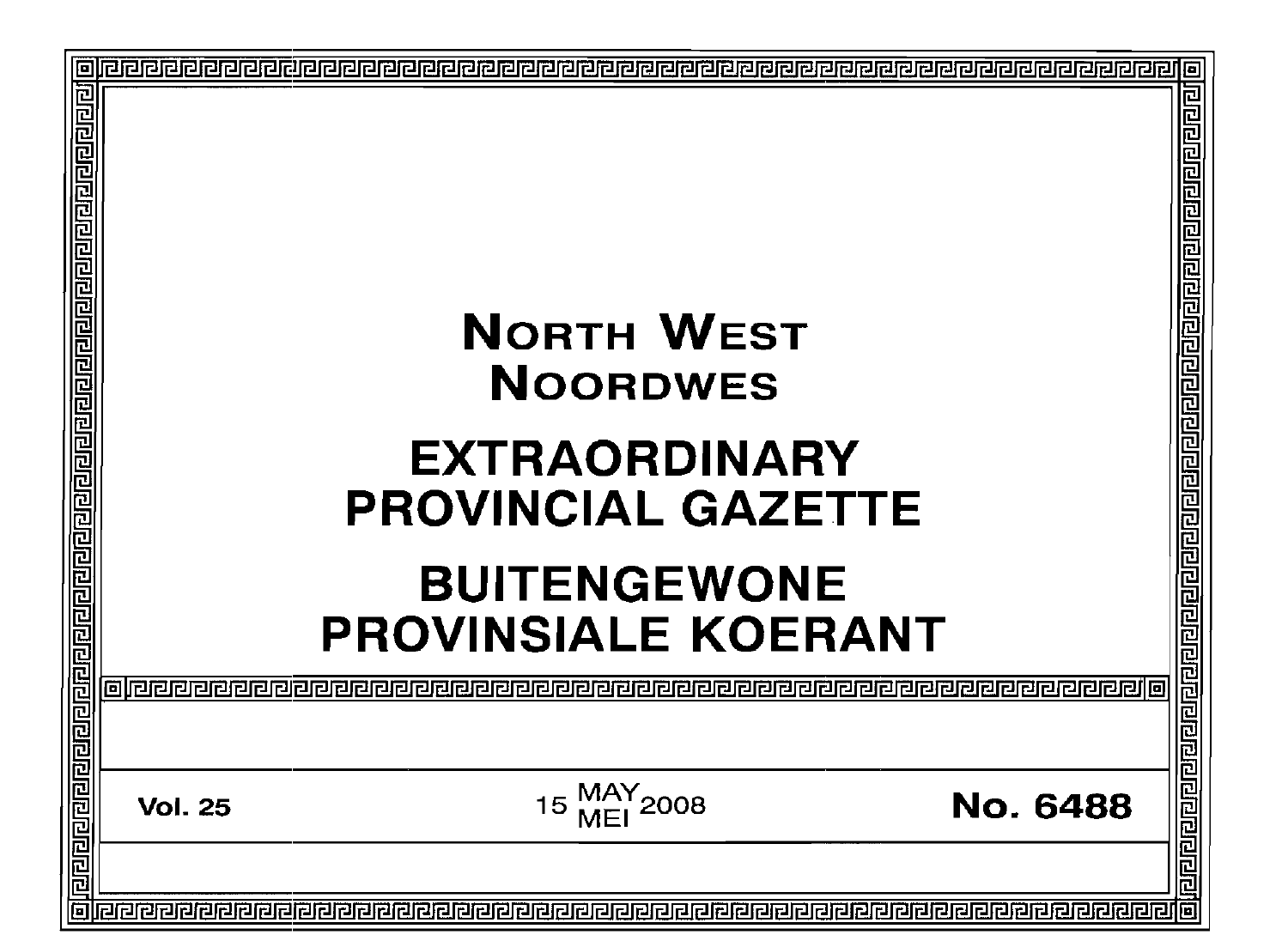# NORTH WEST
# NOORDWES

# EXTRAORDINARY PROVINCIAL GAZETTE

# BUITENGEWONE PROVINSIALE KOERANT

**Vol. 25** — 15 MAY / MEI 2008 — **No. 6488**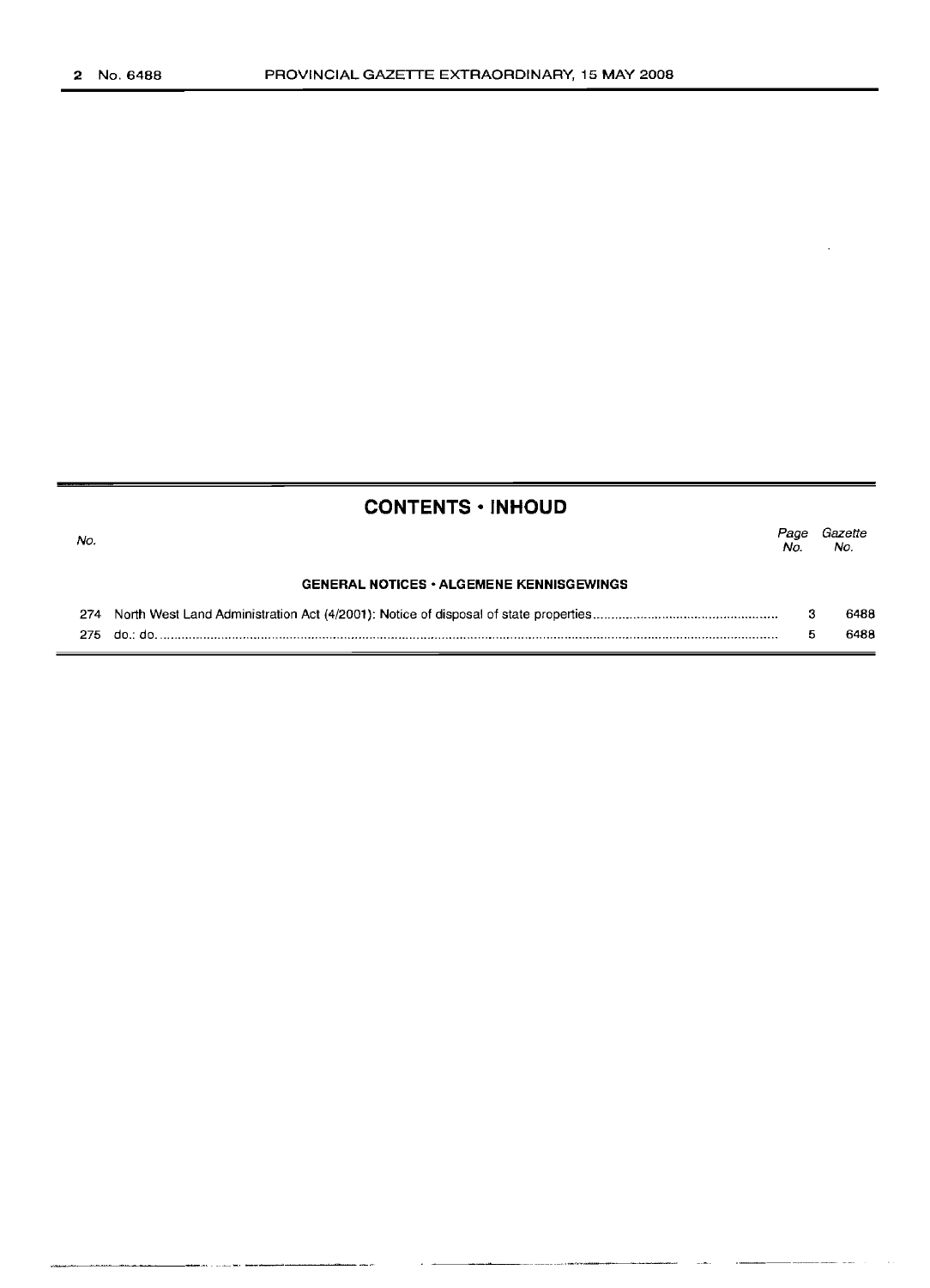## CONTENTS • INHOUD

| No. | | Page No. | Gazette No. |
|---|---|---|---|
| | **GENERAL NOTICES • ALGEMENE KENNISGEWINGS** | | |
| 274 | North West Land Administration Act (4/2001): Notice of disposal of state properties | 3 | 6488 |
| 275 | do.: do. | 5 | 6488 |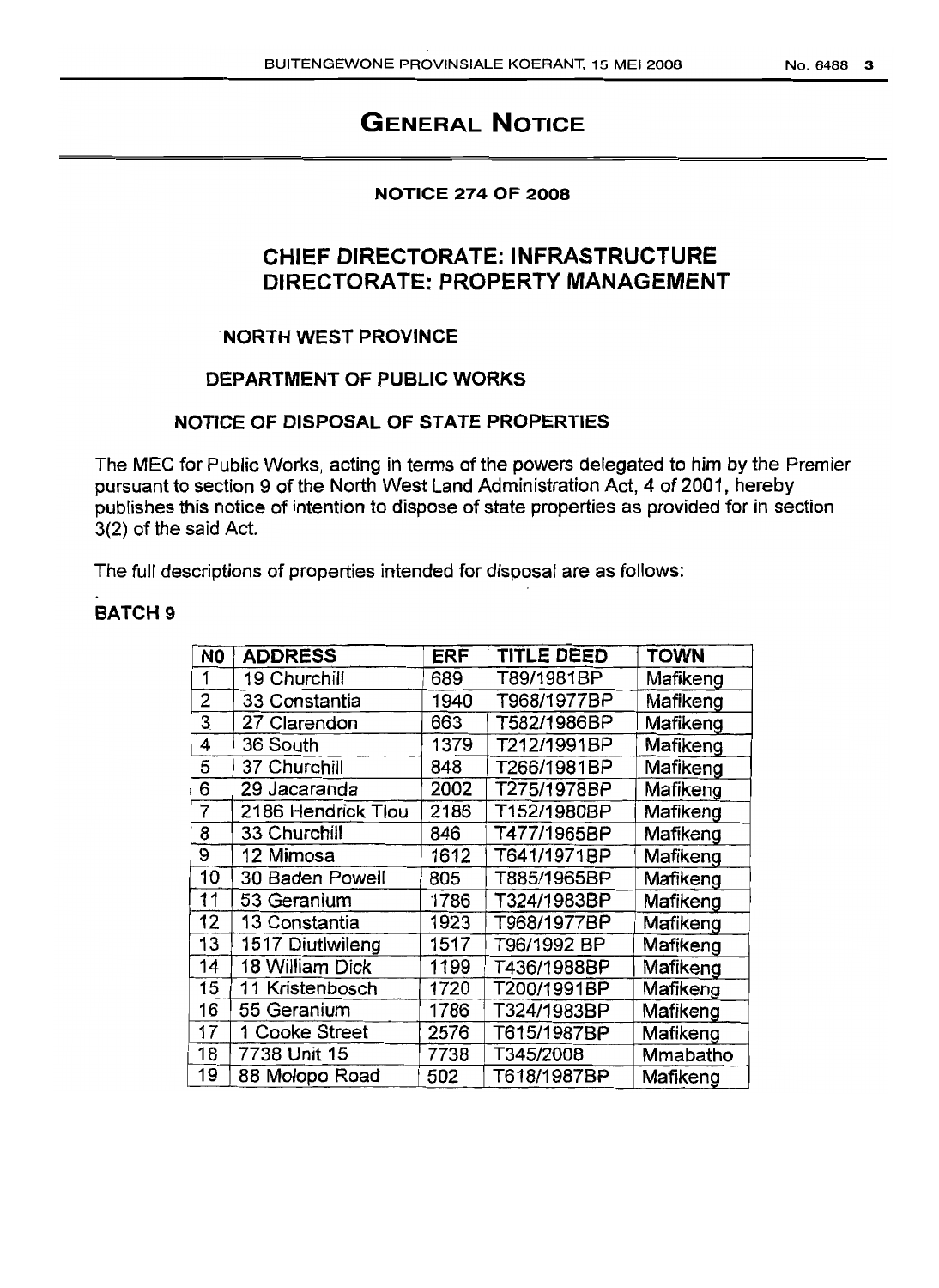# GENERAL NOTICE

**NOTICE 274 OF 2008**

## CHIEF DIRECTORATE: INFRASTRUCTURE
## DIRECTORATE: PROPERTY MANAGEMENT

**NORTH WEST PROVINCE**

**DEPARTMENT OF PUBLIC WORKS**

**NOTICE OF DISPOSAL OF STATE PROPERTIES**

The MEC for Public Works, acting in terms of the powers delegated to him by the Premier pursuant to section 9 of the North West Land Administration Act, 4 of 2001, hereby publishes this notice of intention to dispose of state properties as provided for in section 3(2) of the said Act.

The full descriptions of properties intended for disposal are as follows:

**BATCH 9**

| NO | ADDRESS | ERF | TITLE DEED | TOWN |
|---|---|---|---|---|
| 1 | 19 Churchill | 689 | T89/1981BP | Mafikeng |
| 2 | 33 Constantia | 1940 | T968/1977BP | Mafikeng |
| 3 | 27 Clarendon | 663 | T582/1986BP | Mafikeng |
| 4 | 36 South | 1379 | T212/1991BP | Mafikeng |
| 5 | 37 Churchill | 848 | T266/1981BP | Mafikeng |
| 6 | 29 Jacaranda | 2002 | T275/1978BP | Mafikeng |
| 7 | 2186 Hendrick Tlou | 2186 | T152/1980BP | Mafikeng |
| 8 | 33 Churchill | 846 | T477/1965BP | Mafikeng |
| 9 | 12 Mimosa | 1612 | T641/1971BP | Mafikeng |
| 10 | 30 Baden Powell | 805 | T885/1965BP | Mafikeng |
| 11 | 53 Geranium | 1786 | T324/1983BP | Mafikeng |
| 12 | 13 Constantia | 1923 | T968/1977BP | Mafikeng |
| 13 | 1517 Diutlwileng | 1517 | T96/1992 BP | Mafikeng |
| 14 | 18 William Dick | 1199 | T436/1988BP | Mafikeng |
| 15 | 11 Kristenbosch | 1720 | T200/1991BP | Mafikeng |
| 16 | 55 Geranium | 1786 | T324/1983BP | Mafikeng |
| 17 | 1 Cooke Street | 2576 | T615/1987BP | Mafikeng |
| 18 | 7738 Unit 15 | 7738 | T345/2008 | Mmabatho |
| 19 | 88 Molopo Road | 502 | T618/1987BP | Mafikeng |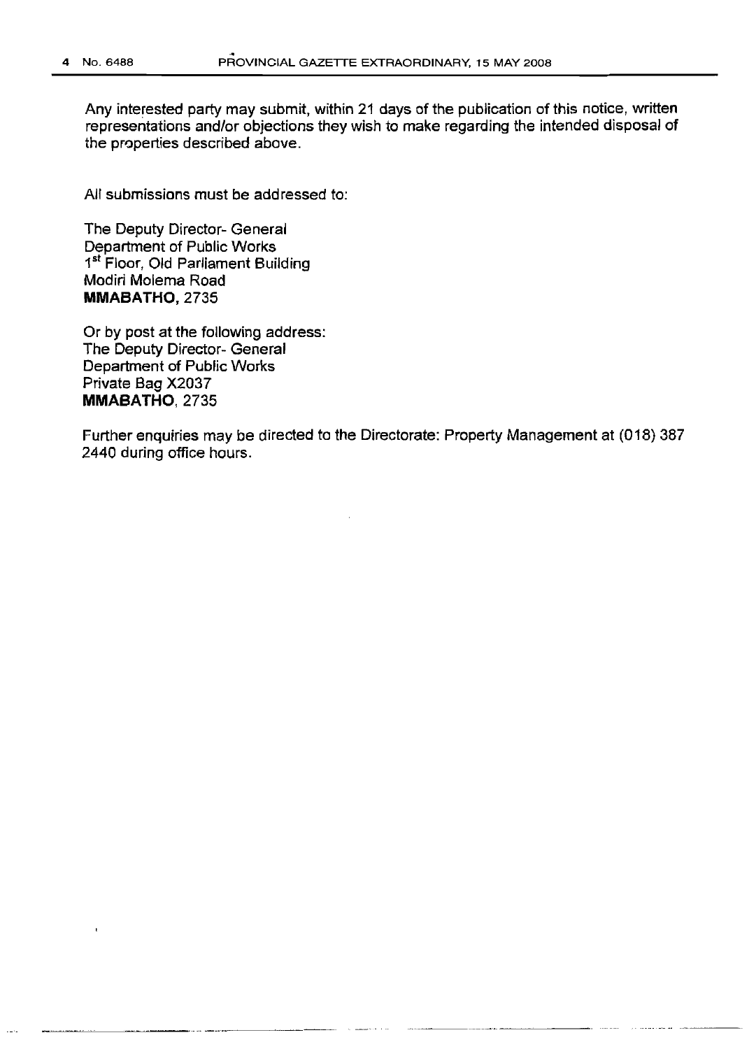Any interested party may submit, within 21 days of the publication of this notice, written representations and/or objections they wish to make regarding the intended disposal of the properties described above.

All submissions must be addressed to:

The Deputy Director- General
Department of Public Works
1st Floor, Old Parliament Building
Modiri Molema Road
**MMABATHO,** 2735

Or by post at the following address:
The Deputy Director- General
Department of Public Works
Private Bag X2037
**MMABATHO**, 2735

Further enquiries may be directed to the Directorate: Property Management at (018) 387 2440 during office hours.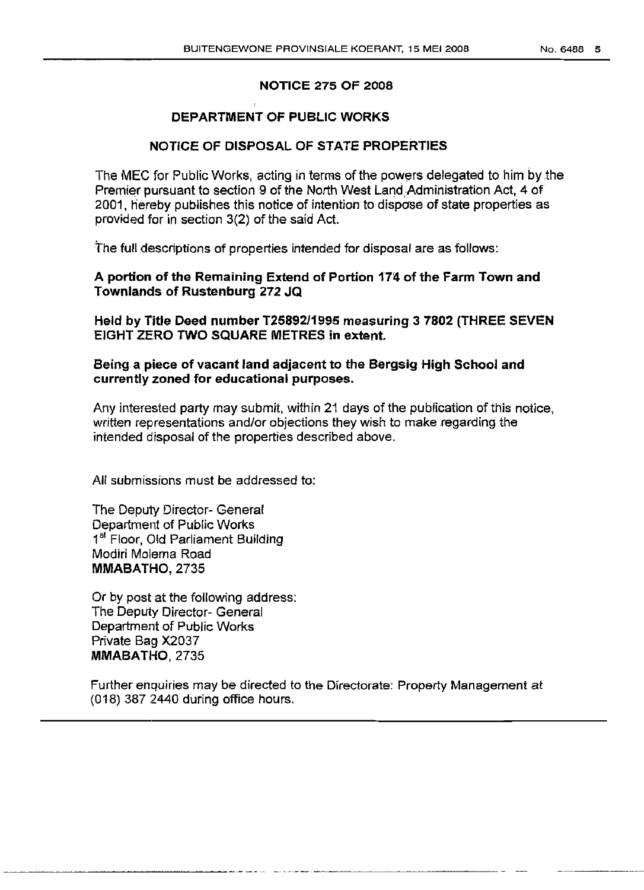## NOTICE 275 OF 2008

## DEPARTMENT OF PUBLIC WORKS

## NOTICE OF DISPOSAL OF STATE PROPERTIES

The MEC for Public Works, acting in terms of the powers delegated to him by the Premier pursuant to section 9 of the North West Land Administration Act, 4 of 2001, hereby publishes this notice of intention to dispose of state properties as provided for in section 3(2) of the said Act.

The full descriptions of properties intended for disposal are as follows:

**A portion of the Remaining Extend of Portion 174 of the Farm Town and Townlands of Rustenburg 272 JQ**

**Held by Title Deed number T25892/1995 measuring 3 7802 (THREE SEVEN EIGHT ZERO TWO SQUARE METRES in extent.**

**Being a piece of vacant land adjacent to the Bergsig High School and currently zoned for educational purposes.**

Any interested party may submit, within 21 days of the publication of this notice, written representations and/or objections they wish to make regarding the intended disposal of the properties described above.

All submissions must be addressed to:

The Deputy Director- General
Department of Public Works
1st Floor, Old Parliament Building
Modiri Molema Road
**MMABATHO**, 2735

Or by post at the following address:
The Deputy Director- General
Department of Public Works
Private Bag X2037
**MMABATHO**, 2735

Further enquiries may be directed to the Directorate: Property Management at (018) 387 2440 during office hours.